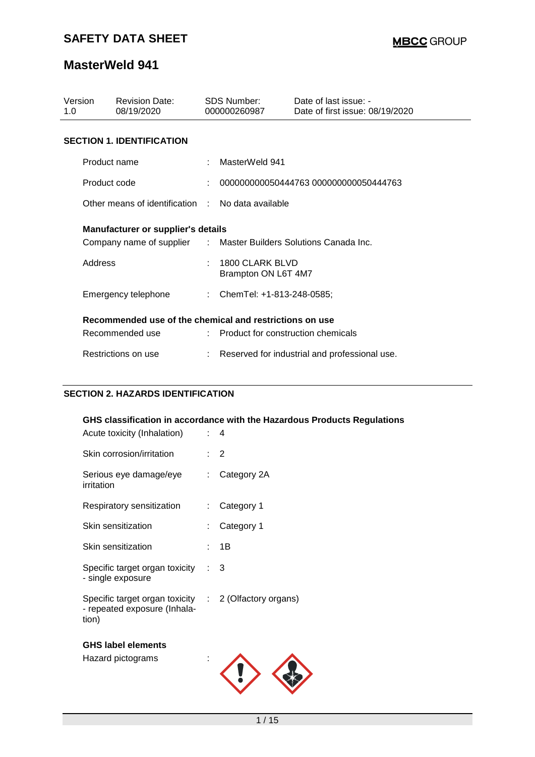# SAFETY DATA SHEET

MBCC GROUP

## MasterWeld 941

| Version | Revision Date: | SDS Number: | Date of last issue: - |
|---|---|---|---|
| 1.0 | 08/19/2020 | 000000260987 | Date of first issue: 08/19/2020 |

### SECTION 1. IDENTIFICATION

Product name : MasterWeld 941

Product code : 000000000050444763 000000000050444763

Other means of identification : No data available

**Manufacturer or supplier's details**

Company name of supplier : Master Builders Solutions Canada Inc.

Address : 1800 CLARK BLVD
Brampton ON L6T 4M7

Emergency telephone : ChemTel: +1-813-248-0585;

**Recommended use of the chemical and restrictions on use**

Recommended use : Product for construction chemicals

Restrictions on use : Reserved for industrial and professional use.

### SECTION 2. HAZARDS IDENTIFICATION

**GHS classification in accordance with the Hazardous Products Regulations**

Acute toxicity (Inhalation) : 4

Skin corrosion/irritation : 2

Serious eye damage/eye irritation : Category 2A

Respiratory sensitization : Category 1

Skin sensitization : Category 1

Skin sensitization : 1B

Specific target organ toxicity - single exposure : 3

Specific target organ toxicity - repeated exposure (Inhalation) : 2 (Olfactory organs)

**GHS label elements**

Hazard pictograms :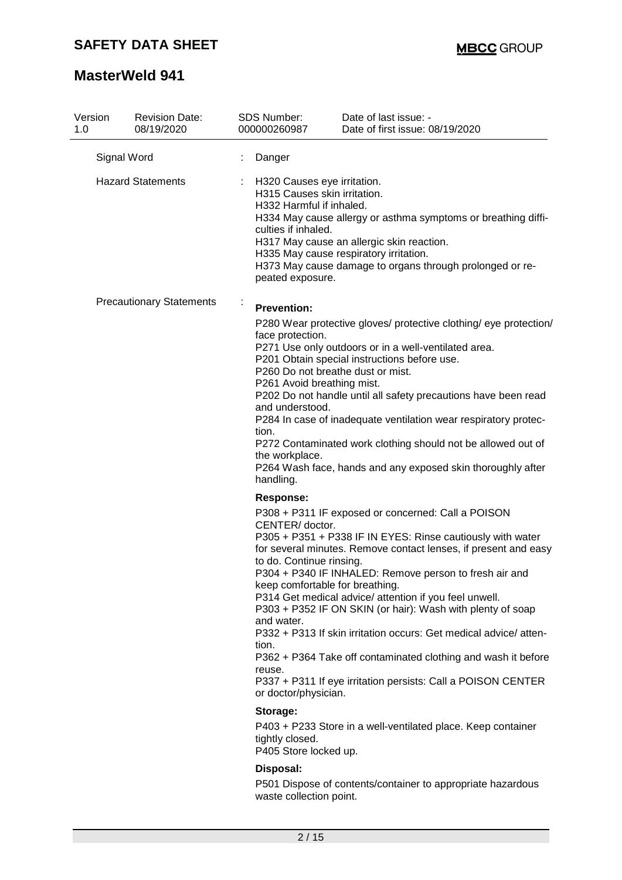| Version 1.0 | Revision Date: 08/19/2020 | SDS Number: 000000260987 | Date of last issue: - Date of first issue: 08/19/2020 |
|---|---|---|---|

**Signal Word** : Danger

**Hazard Statements** :

H320 Causes eye irritation.
H315 Causes skin irritation.
H332 Harmful if inhaled.
H334 May cause allergy or asthma symptoms or breathing difficulties if inhaled.
H317 May cause an allergic skin reaction.
H335 May cause respiratory irritation.
H373 May cause damage to organs through prolonged or repeated exposure.

**Precautionary Statements** :

**Prevention:**

P280 Wear protective gloves/ protective clothing/ eye protection/ face protection.
P271 Use only outdoors or in a well-ventilated area.
P201 Obtain special instructions before use.
P260 Do not breathe dust or mist.
P261 Avoid breathing mist.
P202 Do not handle until all safety precautions have been read and understood.
P284 In case of inadequate ventilation wear respiratory protection.
P272 Contaminated work clothing should not be allowed out of the workplace.
P264 Wash face, hands and any exposed skin thoroughly after handling.

**Response:**

P308 + P311 IF exposed or concerned: Call a POISON CENTER/ doctor.
P305 + P351 + P338 IF IN EYES: Rinse cautiously with water for several minutes. Remove contact lenses, if present and easy to do. Continue rinsing.
P304 + P340 IF INHALED: Remove person to fresh air and keep comfortable for breathing.
P314 Get medical advice/ attention if you feel unwell.
P303 + P352 IF ON SKIN (or hair): Wash with plenty of soap and water.
P332 + P313 If skin irritation occurs: Get medical advice/ attention.
P362 + P364 Take off contaminated clothing and wash it before reuse.
P337 + P311 If eye irritation persists: Call a POISON CENTER or doctor/physician.

**Storage:**

P403 + P233 Store in a well-ventilated place. Keep container tightly closed.
P405 Store locked up.

**Disposal:**

P501 Dispose of contents/container to appropriate hazardous waste collection point.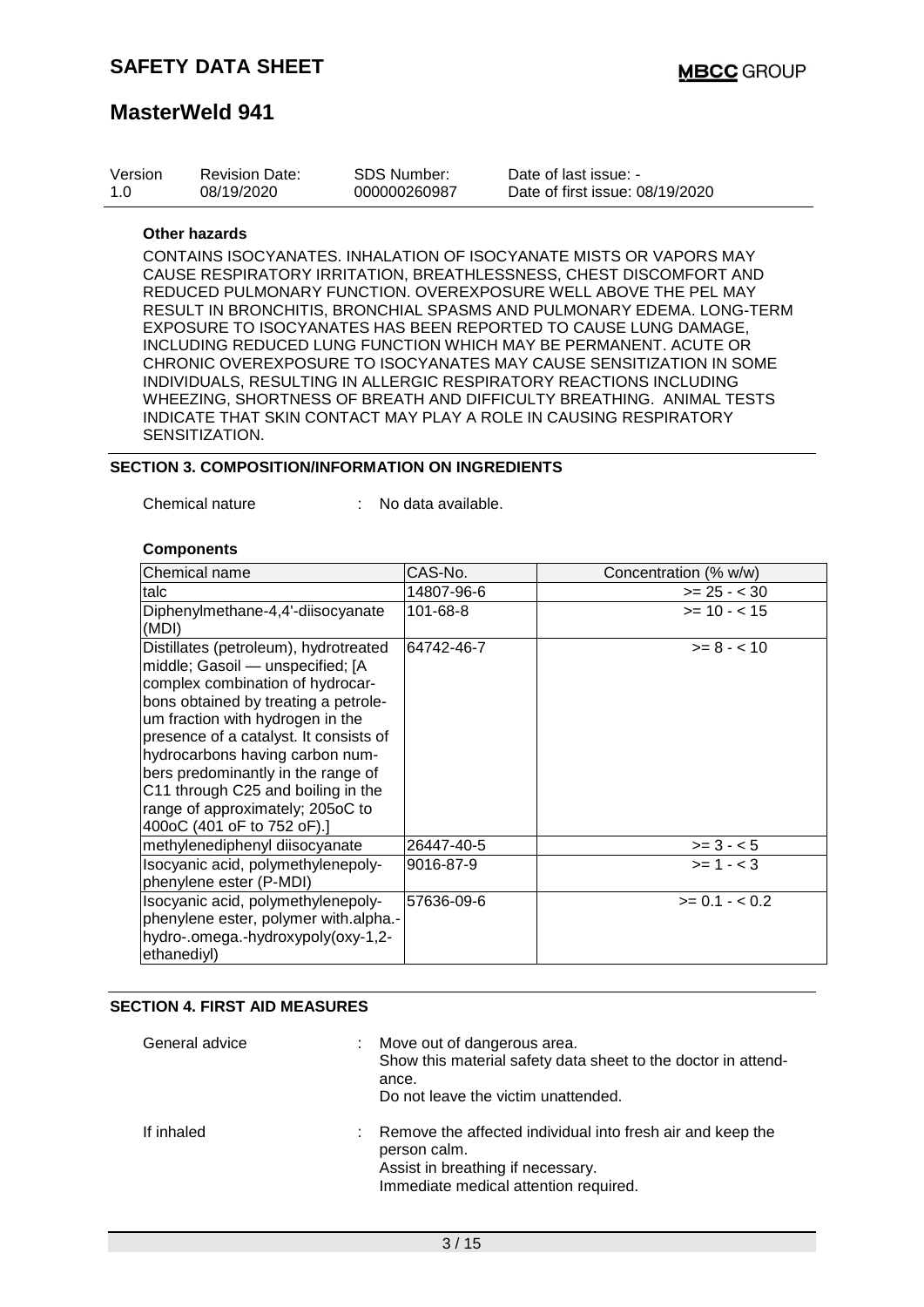| Version | Revision Date: | SDS Number: | Date of last issue: - |
|---|---|---|---|
| 1.0 | 08/19/2020 | 000000260987 | Date of first issue: 08/19/2020 |

**Other hazards**

CONTAINS ISOCYANATES. INHALATION OF ISOCYANATE MISTS OR VAPORS MAY CAUSE RESPIRATORY IRRITATION, BREATHLESSNESS, CHEST DISCOMFORT AND REDUCED PULMONARY FUNCTION. OVEREXPOSURE WELL ABOVE THE PEL MAY RESULT IN BRONCHITIS, BRONCHIAL SPASMS AND PULMONARY EDEMA. LONG-TERM EXPOSURE TO ISOCYANATES HAS BEEN REPORTED TO CAUSE LUNG DAMAGE, INCLUDING REDUCED LUNG FUNCTION WHICH MAY BE PERMANENT. ACUTE OR CHRONIC OVEREXPOSURE TO ISOCYANATES MAY CAUSE SENSITIZATION IN SOME INDIVIDUALS, RESULTING IN ALLERGIC RESPIRATORY REACTIONS INCLUDING WHEEZING, SHORTNESS OF BREATH AND DIFFICULTY BREATHING. ANIMAL TESTS INDICATE THAT SKIN CONTACT MAY PLAY A ROLE IN CAUSING RESPIRATORY SENSITIZATION.

## SECTION 3. COMPOSITION/INFORMATION ON INGREDIENTS

Chemical nature : No data available.

**Components**

| Chemical name | CAS-No. | Concentration (% w/w) |
|---|---|---|
| talc | 14807-96-6 | >= 25 - < 30 |
| Diphenylmethane-4,4'-diisocyanate (MDI) | 101-68-8 | >= 10 - < 15 |
| Distillates (petroleum), hydrotreated middle; Gasoil — unspecified; [A complex combination of hydrocarbons obtained by treating a petroleum fraction with hydrogen in the presence of a catalyst. It consists of hydrocarbons having carbon numbers predominantly in the range of C11 through C25 and boiling in the range of approximately; 205oC to 400oC (401 oF to 752 oF).] | 64742-46-7 | >= 8 - < 10 |
| methylenediphenyl diisocyanate | 26447-40-5 | >= 3 - < 5 |
| Isocyanic acid, polymethylenepolyphenylene ester (P-MDI) | 9016-87-9 | >= 1 - < 3 |
| Isocyanic acid, polymethylenepolyphenylene ester, polymer with.alpha.-hydro-.omega.-hydroxypoly(oxy-1,2-ethanediyl) | 57636-09-6 | >= 0.1 - < 0.2 |

## SECTION 4. FIRST AID MEASURES

General advice : Move out of dangerous area.
Show this material safety data sheet to the doctor in attendance.
Do not leave the victim unattended.

If inhaled : Remove the affected individual into fresh air and keep the person calm.
Assist in breathing if necessary.
Immediate medical attention required.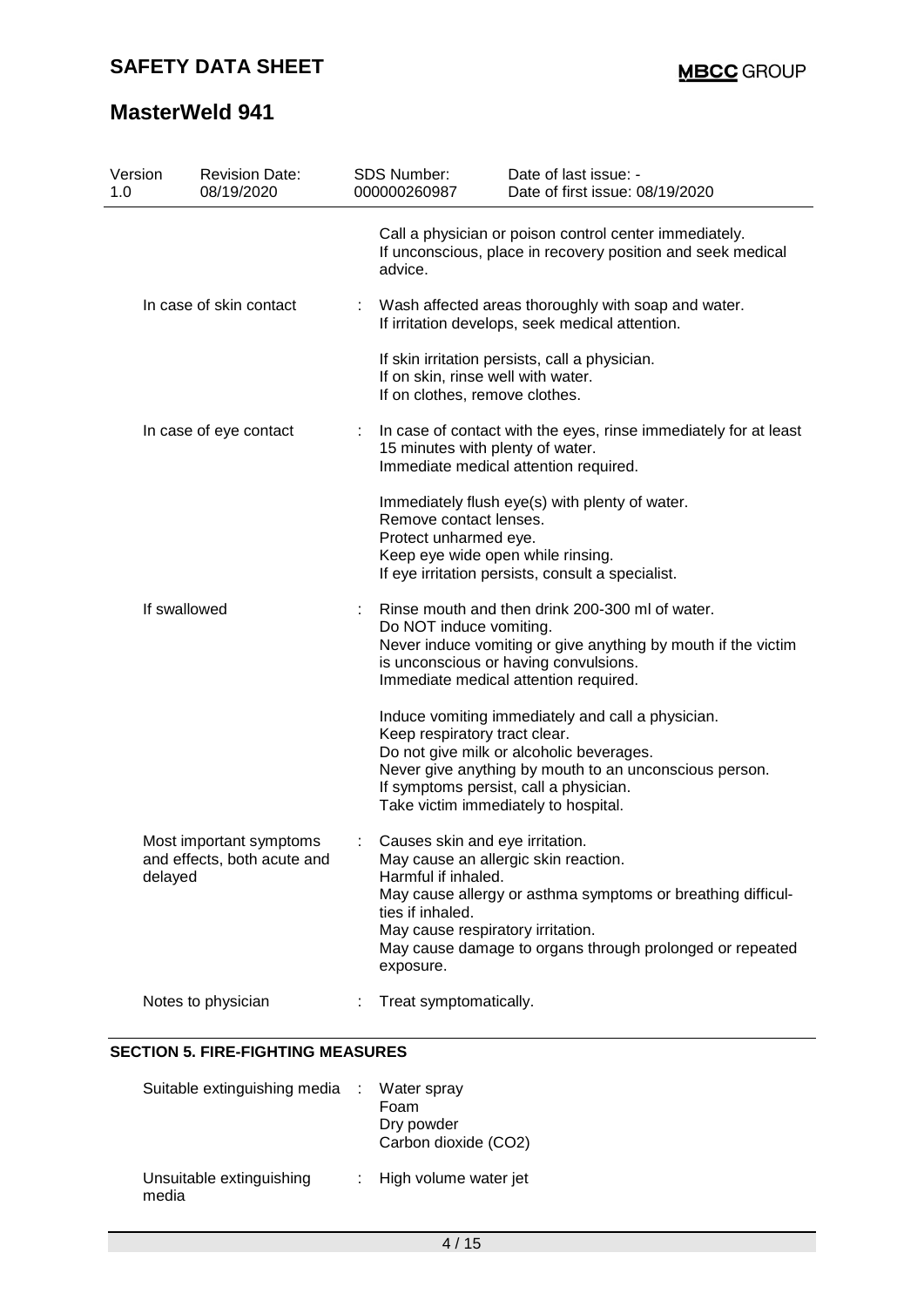| | | |
|---|---|---|
| | | Call a physician or poison control center immediately.<br>If unconscious, place in recovery position and seek medical advice. |
| In case of skin contact | : | Wash affected areas thoroughly with soap and water.<br>If irritation develops, seek medical attention.<br><br>If skin irritation persists, call a physician.<br>If on skin, rinse well with water.<br>If on clothes, remove clothes. |
| In case of eye contact | : | In case of contact with the eyes, rinse immediately for at least 15 minutes with plenty of water.<br>Immediate medical attention required.<br><br>Immediately flush eye(s) with plenty of water.<br>Remove contact lenses.<br>Protect unharmed eye.<br>Keep eye wide open while rinsing.<br>If eye irritation persists, consult a specialist. |
| If swallowed | : | Rinse mouth and then drink 200-300 ml of water.<br>Do NOT induce vomiting.<br>Never induce vomiting or give anything by mouth if the victim is unconscious or having convulsions.<br>Immediate medical attention required.<br><br>Induce vomiting immediately and call a physician.<br>Keep respiratory tract clear.<br>Do not give milk or alcoholic beverages.<br>Never give anything by mouth to an unconscious person.<br>If symptoms persist, call a physician.<br>Take victim immediately to hospital. |
| Most important symptoms and effects, both acute and delayed | : | Causes skin and eye irritation.<br>May cause an allergic skin reaction.<br>Harmful if inhaled.<br>May cause allergy or asthma symptoms or breathing difficulties if inhaled.<br>May cause respiratory irritation.<br>May cause damage to organs through prolonged or repeated exposure. |
| Notes to physician | : | Treat symptomatically. |

## SECTION 5. FIRE-FIGHTING MEASURES

| | | |
|---|---|---|
| Suitable extinguishing media | : | Water spray<br>Foam<br>Dry powder<br>Carbon dioxide ($CO_2$) |
| Unsuitable extinguishing media | : | High volume water jet |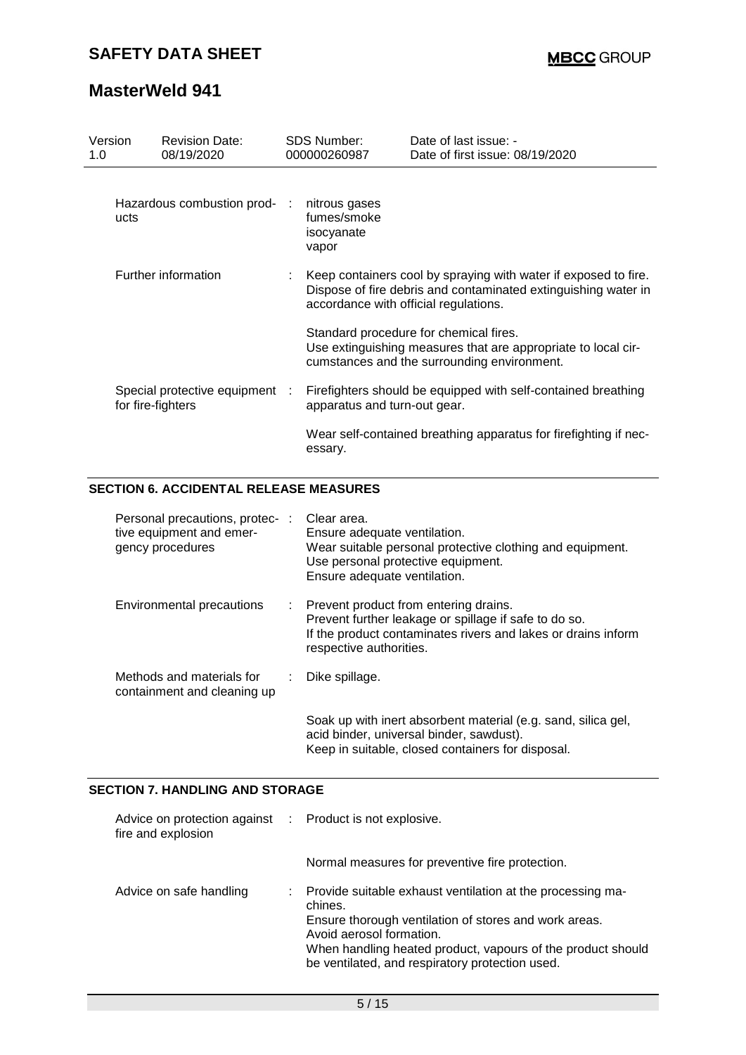| | |
|---|---|
| Hazardous combustion products | : nitrous gases<br>fumes/smoke<br>isocyanate<br>vapor |
| Further information | : Keep containers cool by spraying with water if exposed to fire. Dispose of fire debris and contaminated extinguishing water in accordance with official regulations.<br><br>Standard procedure for chemical fires.<br>Use extinguishing measures that are appropriate to local circumstances and the surrounding environment. |
| Special protective equipment for fire-fighters | : Firefighters should be equipped with self-contained breathing apparatus and turn-out gear.<br><br>Wear self-contained breathing apparatus for firefighting if necessary. |

## SECTION 6. ACCIDENTAL RELEASE MEASURES

| | |
|---|---|
| Personal precautions, protective equipment and emergency procedures | : Clear area.<br>Ensure adequate ventilation.<br>Wear suitable personal protective clothing and equipment.<br>Use personal protective equipment.<br>Ensure adequate ventilation. |
| Environmental precautions | : Prevent product from entering drains.<br>Prevent further leakage or spillage if safe to do so.<br>If the product contaminates rivers and lakes or drains inform respective authorities. |
| Methods and materials for containment and cleaning up | : Dike spillage.<br><br>Soak up with inert absorbent material (e.g. sand, silica gel, acid binder, universal binder, sawdust).<br>Keep in suitable, closed containers for disposal. |

## SECTION 7. HANDLING AND STORAGE

| | |
|---|---|
| Advice on protection against fire and explosion | : Product is not explosive.<br><br>Normal measures for preventive fire protection. |
| Advice on safe handling | : Provide suitable exhaust ventilation at the processing machines.<br>Ensure thorough ventilation of stores and work areas.<br>Avoid aerosol formation.<br>When handling heated product, vapours of the product should be ventilated, and respiratory protection used. |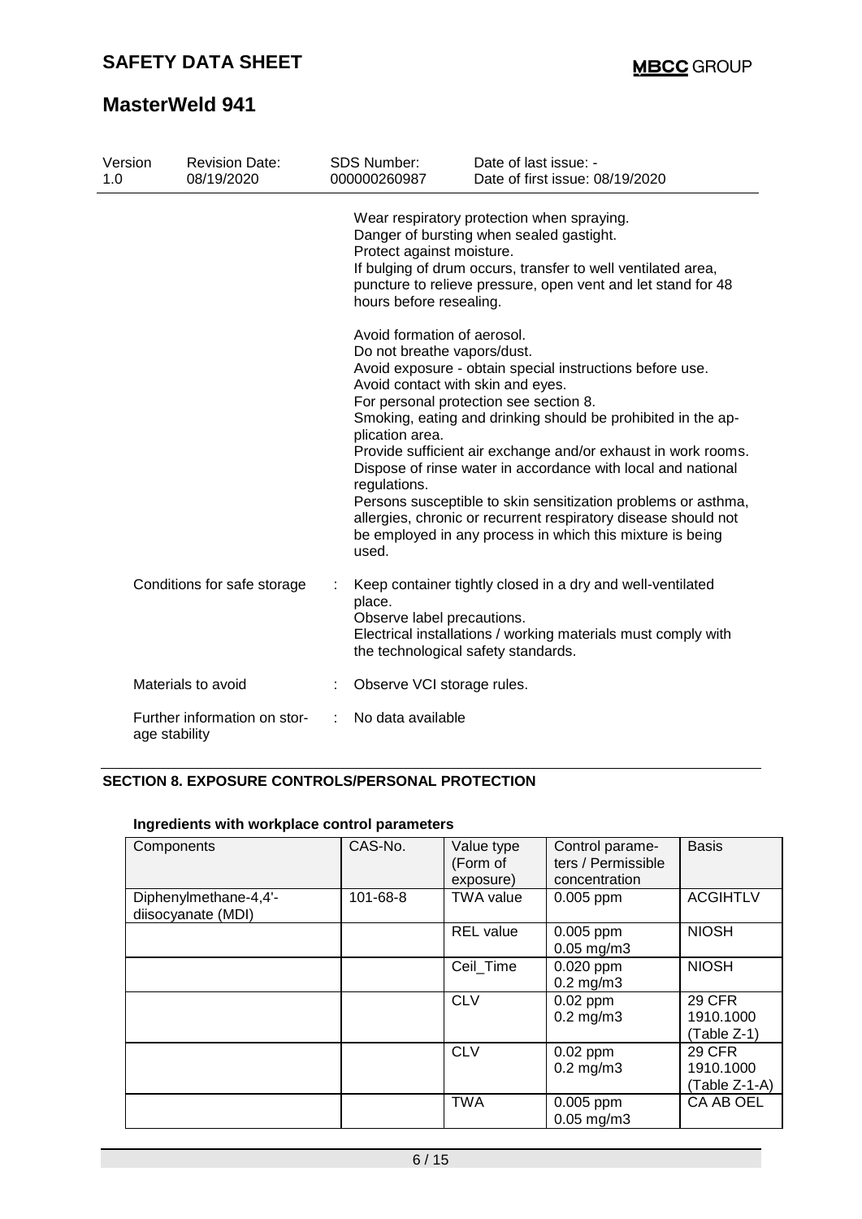Wear respiratory protection when spraying.
Danger of bursting when sealed gastight.
Protect against moisture.
If bulging of drum occurs, transfer to well ventilated area, puncture to relieve pressure, open vent and let stand for 48 hours before resealing.

Avoid formation of aerosol.
Do not breathe vapors/dust.
Avoid exposure - obtain special instructions before use.
Avoid contact with skin and eyes.
For personal protection see section 8.
Smoking, eating and drinking should be prohibited in the application area.
Provide sufficient air exchange and/or exhaust in work rooms.
Dispose of rinse water in accordance with local and national regulations.
Persons susceptible to skin sensitization problems or asthma, allergies, chronic or recurrent respiratory disease should not be employed in any process in which this mixture is being used.

Conditions for safe storage : Keep container tightly closed in a dry and well-ventilated place.
Observe label precautions.
Electrical installations / working materials must comply with the technological safety standards.

Materials to avoid : Observe VCI storage rules.

Further information on storage stability : No data available

## SECTION 8. EXPOSURE CONTROLS/PERSONAL PROTECTION

### Ingredients with workplace control parameters

| Components | CAS-No. | Value type (Form of exposure) | Control parameters / Permissible concentration | Basis |
|---|---|---|---|---|
| Diphenylmethane-4,4'-diisocyanate (MDI) | 101-68-8 | TWA value | 0.005 ppm | ACGIHTLV |
| | | REL value | 0.005 ppm<br>0.05 mg/m3 | NIOSH |
| | | Ceil_Time | 0.020 ppm<br>0.2 mg/m3 | NIOSH |
| | | CLV | 0.02 ppm<br>0.2 mg/m3 | 29 CFR 1910.1000 (Table Z-1) |
| | | CLV | 0.02 ppm<br>0.2 mg/m3 | 29 CFR 1910.1000 (Table Z-1-A) |
| | | TWA | 0.005 ppm<br>0.05 mg/m3 | CA AB OEL |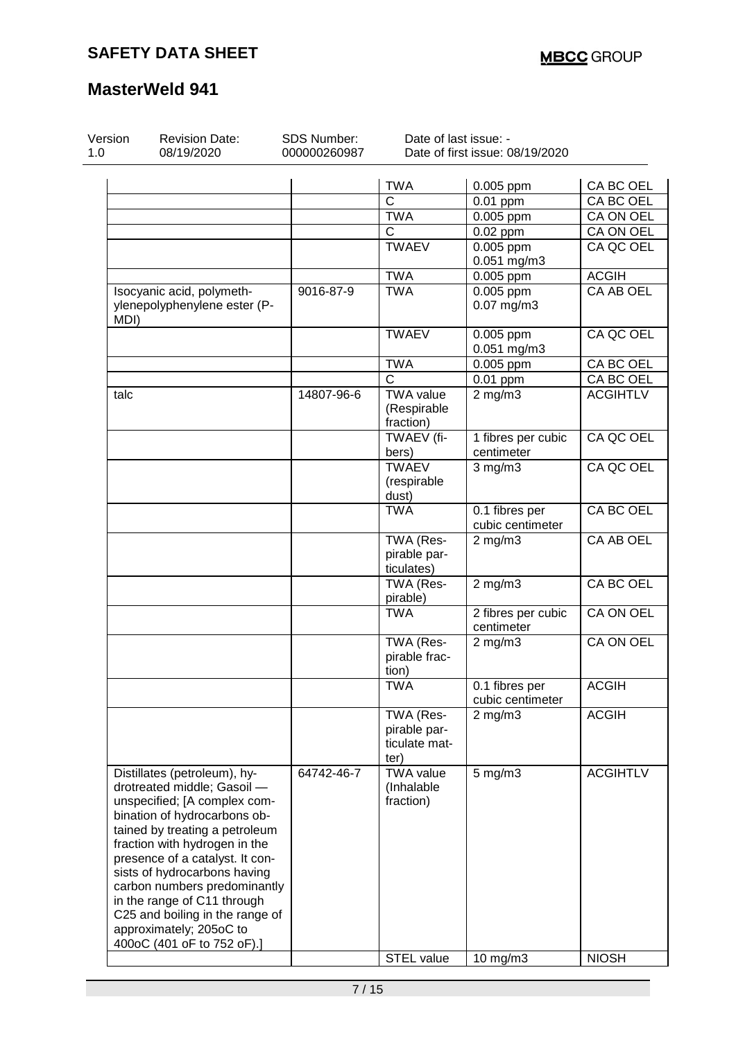# SAFETY DATA SHEET

# MasterWeld 941

| Version | Revision Date: | SDS Number: | Date of last issue: - |
|---|---|---|---|
| 1.0 | 08/19/2020 | 000000260987 | Date of first issue: 08/19/2020 |

| | | | | |
|---|---|---|---|---|
| | | TWA | 0.005 ppm | CA BC OEL |
| | | C | 0.01 ppm | CA BC OEL |
| | | TWA | 0.005 ppm | CA ON OEL |
| | | C | 0.02 ppm | CA ON OEL |
| | | TWAEV | 0.005 ppm<br>0.051 mg/m3 | CA QC OEL |
| | | TWA | 0.005 ppm | ACGIH |
| Isocyanic acid, polymethylenepolyphenylene ester (P-MDI) | 9016-87-9 | TWA | 0.005 ppm<br>0.07 mg/m3 | CA AB OEL |
| | | TWAEV | 0.005 ppm<br>0.051 mg/m3 | CA QC OEL |
| | | TWA | 0.005 ppm | CA BC OEL |
| | | C | 0.01 ppm | CA BC OEL |
| talc | 14807-96-6 | TWA value (Respirable fraction) | 2 mg/m3 | ACGIHTLV |
| | | TWAEV (fibers) | 1 fibres per cubic centimeter | CA QC OEL |
| | | TWAEV (respirable dust) | 3 mg/m3 | CA QC OEL |
| | | TWA | 0.1 fibres per cubic centimeter | CA BC OEL |
| | | TWA (Respirable particulates) | 2 mg/m3 | CA AB OEL |
| | | TWA (Respirable) | 2 mg/m3 | CA BC OEL |
| | | TWA | 2 fibres per cubic centimeter | CA ON OEL |
| | | TWA (Respirable fraction) | 2 mg/m3 | CA ON OEL |
| | | TWA | 0.1 fibres per cubic centimeter | ACGIH |
| | | TWA (Respirable particulate matter) | 2 mg/m3 | ACGIH |
| Distillates (petroleum), hydrotreated middle; Gasoil — unspecified; [A complex combination of hydrocarbons obtained by treating a petroleum fraction with hydrogen in the presence of a catalyst. It consists of hydrocarbons having carbon numbers predominantly in the range of C11 through C25 and boiling in the range of approximately; 205oC to 400oC (401 oF to 752 oF).] | 64742-46-7 | TWA value (Inhalable fraction) | 5 mg/m3 | ACGIHTLV |
| | | STEL value | 10 mg/m3 | NIOSH |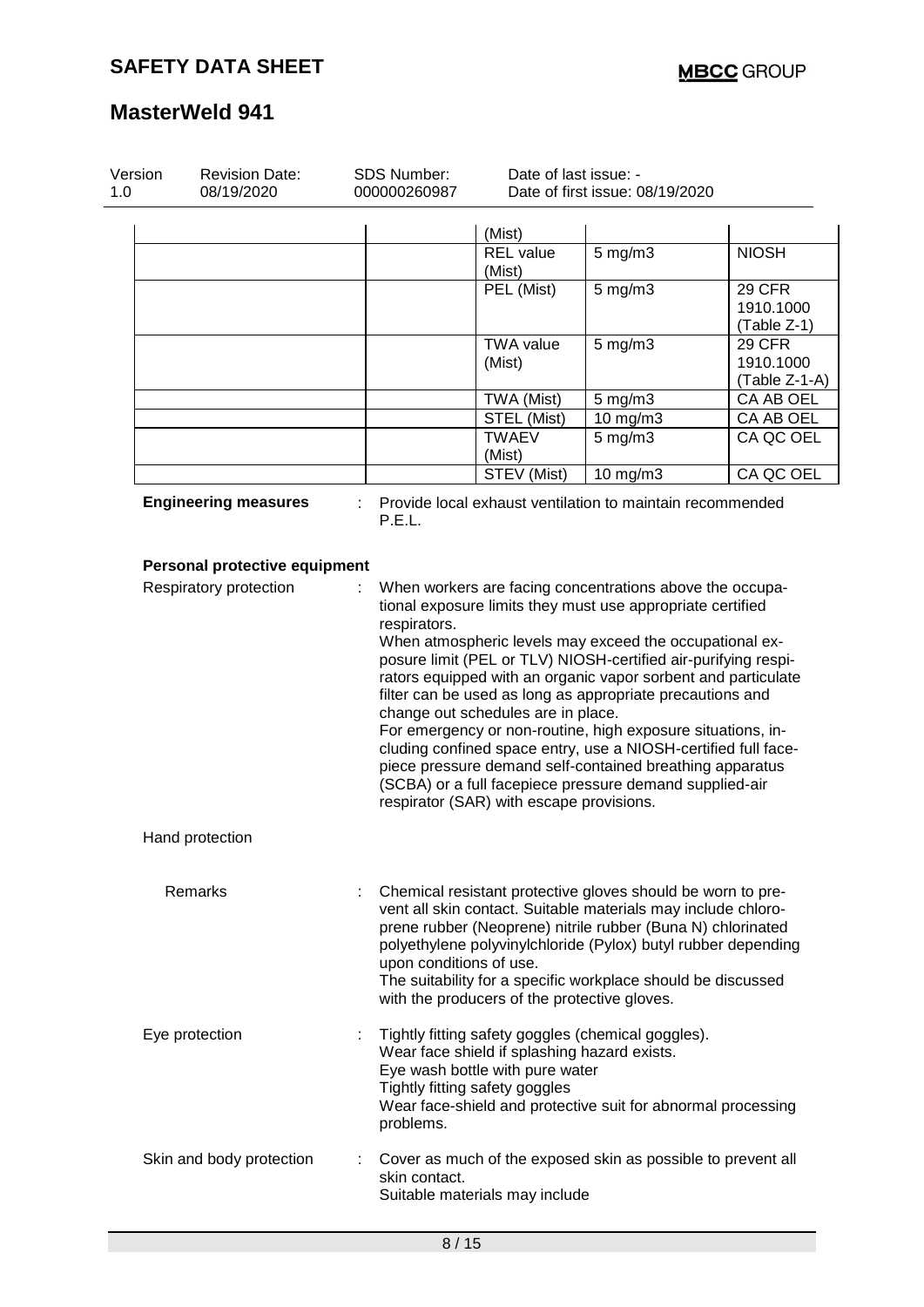| | | | | |
|---|---|---|---|---|
| | | (Mist) | | |
| | | REL value (Mist) | 5 mg/m3 | NIOSH |
| | | PEL (Mist) | 5 mg/m3 | 29 CFR 1910.1000 (Table Z-1) |
| | | TWA value (Mist) | 5 mg/m3 | 29 CFR 1910.1000 (Table Z-1-A) |
| | | TWA (Mist) | 5 mg/m3 | CA AB OEL |
| | | STEL (Mist) | 10 mg/m3 | CA AB OEL |
| | | TWAEV (Mist) | 5 mg/m3 | CA QC OEL |
| | | STEV (Mist) | 10 mg/m3 | CA QC OEL |

**Engineering measures** : Provide local exhaust ventilation to maintain recommended P.E.L.

**Personal protective equipment**

Respiratory protection : When workers are facing concentrations above the occupational exposure limits they must use appropriate certified respirators.
When atmospheric levels may exceed the occupational exposure limit (PEL or TLV) NIOSH-certified air-purifying respirators equipped with an organic vapor sorbent and particulate filter can be used as long as appropriate precautions and change out schedules are in place.
For emergency or non-routine, high exposure situations, including confined space entry, use a NIOSH-certified full facepiece pressure demand self-contained breathing apparatus (SCBA) or a full facepiece pressure demand supplied-air respirator (SAR) with escape provisions.

Hand protection

Remarks : Chemical resistant protective gloves should be worn to prevent all skin contact. Suitable materials may include chloroprene rubber (Neoprene) nitrile rubber (Buna N) chlorinated polyethylene polyvinylchloride (Pylox) butyl rubber depending upon conditions of use.
The suitability for a specific workplace should be discussed with the producers of the protective gloves.

Eye protection : Tightly fitting safety goggles (chemical goggles).
Wear face shield if splashing hazard exists.
Eye wash bottle with pure water
Tightly fitting safety goggles
Wear face-shield and protective suit for abnormal processing problems.

Skin and body protection : Cover as much of the exposed skin as possible to prevent all skin contact.
Suitable materials may include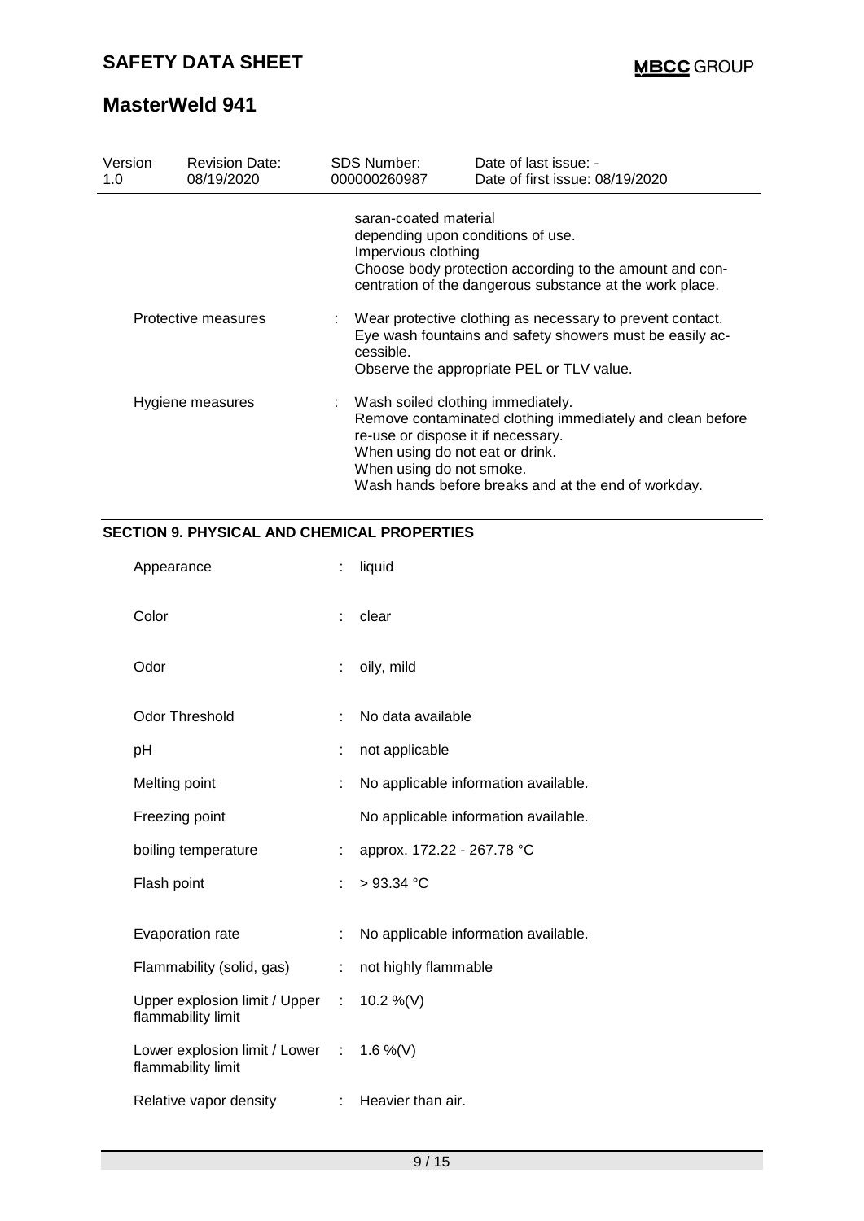saran-coated material
depending upon conditions of use.
Impervious clothing
Choose body protection according to the amount and concentration of the dangerous substance at the work place.

| | | |
|---|---|---|
| Protective measures | : | Wear protective clothing as necessary to prevent contact. Eye wash fountains and safety showers must be easily accessible. Observe the appropriate PEL or TLV value. |
| Hygiene measures | : | Wash soiled clothing immediately. Remove contaminated clothing immediately and clean before re-use or dispose it if necessary. When using do not eat or drink. When using do not smoke. Wash hands before breaks and at the end of workday. |

## SECTION 9. PHYSICAL AND CHEMICAL PROPERTIES

| | | |
|---|---|---|
| Appearance | : | liquid |
| Color | : | clear |
| Odor | : | oily, mild |
| Odor Threshold | : | No data available |
| pH | : | not applicable |
| Melting point | : | No applicable information available. |
| Freezing point | | No applicable information available. |
| boiling temperature | : | approx. 172.22 - 267.78 °C |
| Flash point | : | > 93.34 °C |
| Evaporation rate | : | No applicable information available. |
| Flammability (solid, gas) | : | not highly flammable |
| Upper explosion limit / Upper flammability limit | : | 10.2 %(V) |
| Lower explosion limit / Lower flammability limit | : | 1.6 %(V) |
| Relative vapor density | : | Heavier than air. |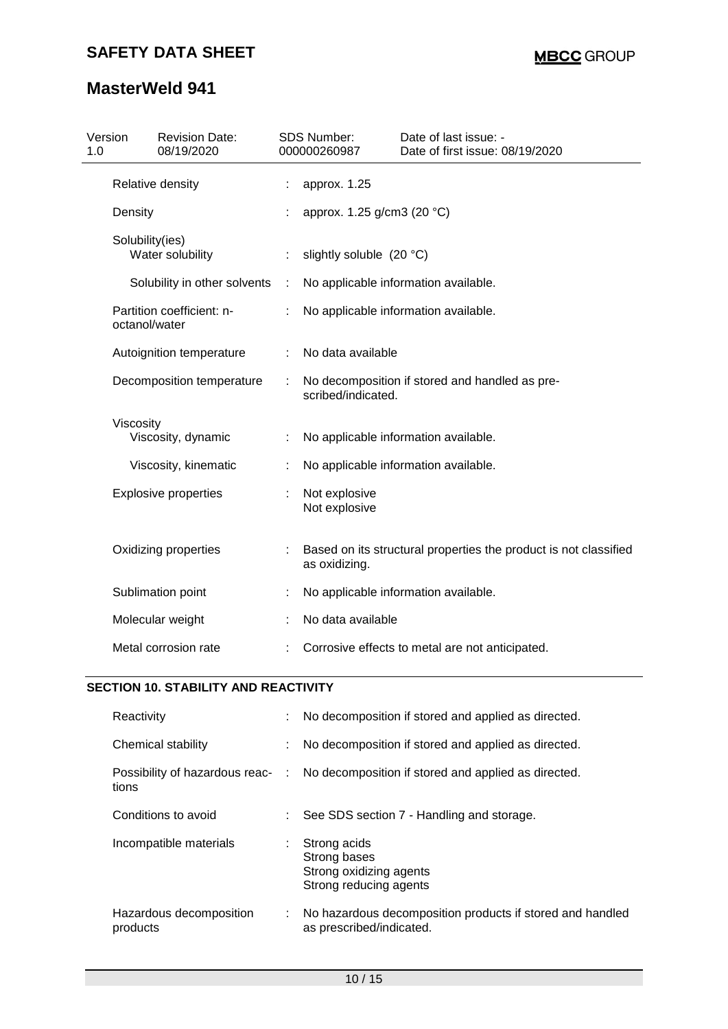| Property | | Value |
|---|---|---|
| Relative density | : | approx. 1.25 |
| Density | : | approx. 1.25 g/cm3 (20 °C) |
| Solubility(ies) | | |
| Water solubility | : | slightly soluble (20 °C) |
| Solubility in other solvents | : | No applicable information available. |
| Partition coefficient: n-octanol/water | : | No applicable information available. |
| Autoignition temperature | : | No data available |
| Decomposition temperature | : | No decomposition if stored and handled as pre-scribed/indicated. |
| Viscosity | | |
| Viscosity, dynamic | : | No applicable information available. |
| Viscosity, kinematic | : | No applicable information available. |
| Explosive properties | : | Not explosive<br>Not explosive |
| Oxidizing properties | : | Based on its structural properties the product is not classified as oxidizing. |
| Sublimation point | : | No applicable information available. |
| Molecular weight | : | No data available |
| Metal corrosion rate | : | Corrosive effects to metal are not anticipated. |

## SECTION 10. STABILITY AND REACTIVITY

| Property | | Value |
|---|---|---|
| Reactivity | : | No decomposition if stored and applied as directed. |
| Chemical stability | : | No decomposition if stored and applied as directed. |
| Possibility of hazardous reactions | : | No decomposition if stored and applied as directed. |
| Conditions to avoid | : | See SDS section 7 - Handling and storage. |
| Incompatible materials | : | Strong acids<br>Strong bases<br>Strong oxidizing agents<br>Strong reducing agents |
| Hazardous decomposition products | : | No hazardous decomposition products if stored and handled as prescribed/indicated. |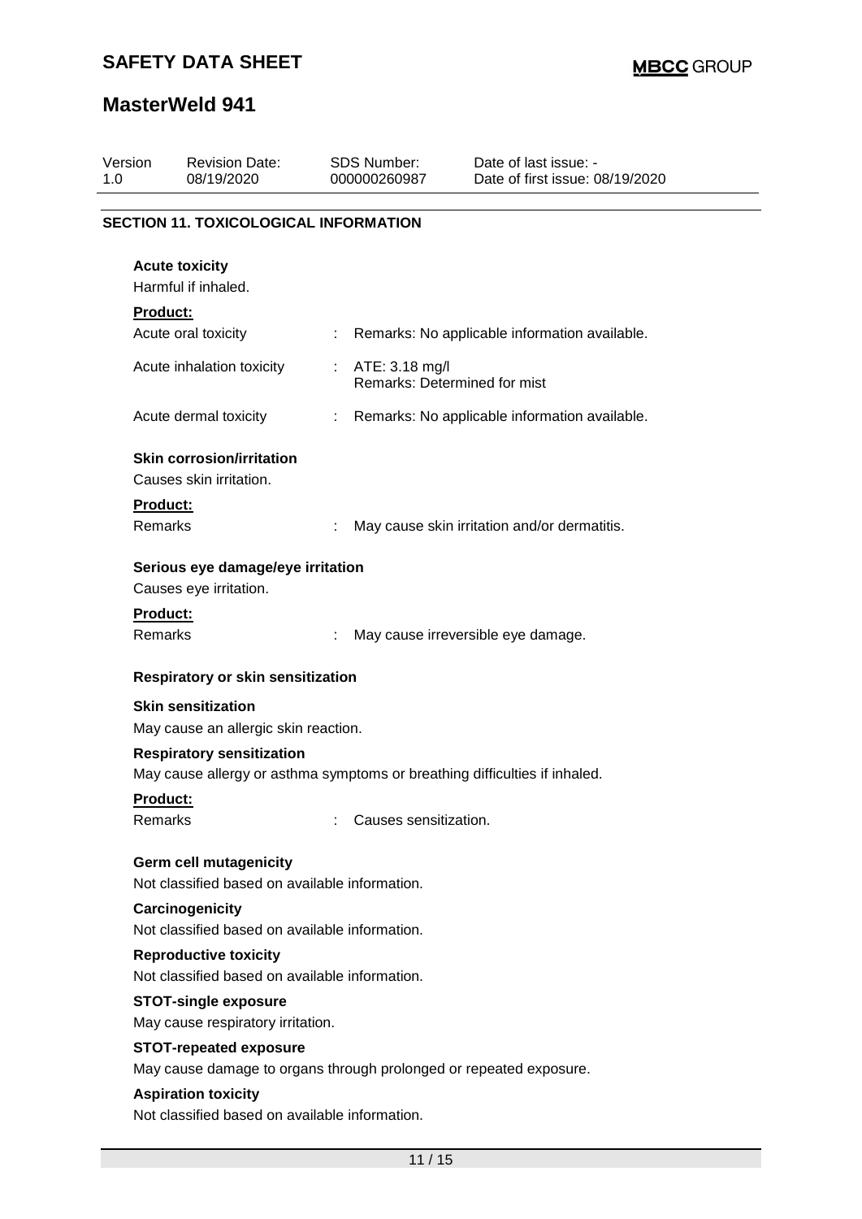## SECTION 11. TOXICOLOGICAL INFORMATION

**Acute toxicity**

Harmful if inhaled.

**Product:**

| | | |
|---|---|---|
| Acute oral toxicity | : | Remarks: No applicable information available. |
| Acute inhalation toxicity | : | ATE: 3.18 mg/l<br>Remarks: Determined for mist |
| Acute dermal toxicity | : | Remarks: No applicable information available. |

**Skin corrosion/irritation**

Causes skin irritation.

**Product:**

| | | |
|---|---|---|
| Remarks | : | May cause skin irritation and/or dermatitis. |

**Serious eye damage/eye irritation**

Causes eye irritation.

**Product:**

| | | |
|---|---|---|
| Remarks | : | May cause irreversible eye damage. |

**Respiratory or skin sensitization**

**Skin sensitization**

May cause an allergic skin reaction.

**Respiratory sensitization**

May cause allergy or asthma symptoms or breathing difficulties if inhaled.

**Product:**

| | | |
|---|---|---|
| Remarks | : | Causes sensitization. |

**Germ cell mutagenicity**

Not classified based on available information.

**Carcinogenicity**

Not classified based on available information.

**Reproductive toxicity**

Not classified based on available information.

**STOT-single exposure**

May cause respiratory irritation.

**STOT-repeated exposure**

May cause damage to organs through prolonged or repeated exposure.

**Aspiration toxicity**

Not classified based on available information.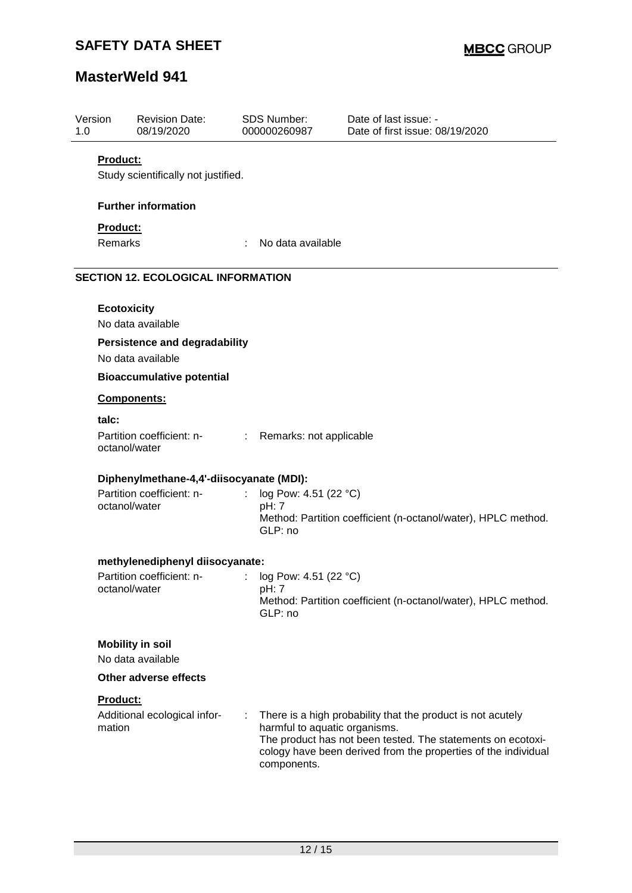| Version | Revision Date: | SDS Number: | Date of last issue: - |
|---|---|---|---|
| 1.0 | 08/19/2020 | 000000260987 | Date of first issue: 08/19/2020 |

**Product:**

Study scientifically not justified.

**Further information**

**Product:**

Remarks : No data available

## SECTION 12. ECOLOGICAL INFORMATION

**Ecotoxicity**

No data available

**Persistence and degradability**

No data available

**Bioaccumulative potential**

**Components:**

**talc:**

Partition coefficient: n-octanol/water : Remarks: not applicable

**Diphenylmethane-4,4'-diisocyanate (MDI):**

Partition coefficient: n-octanol/water : log Pow: 4.51 (22 °C)
pH: 7
Method: Partition coefficient (n-octanol/water), HPLC method.
GLP: no

**methylenediphenyl diisocyanate:**

Partition coefficient: n-octanol/water : log Pow: 4.51 (22 °C)
pH: 7
Method: Partition coefficient (n-octanol/water), HPLC method.
GLP: no

**Mobility in soil**

No data available

**Other adverse effects**

**Product:**

Additional ecological information : There is a high probability that the product is not acutely harmful to aquatic organisms.
The product has not been tested. The statements on ecotoxicology have been derived from the properties of the individual components.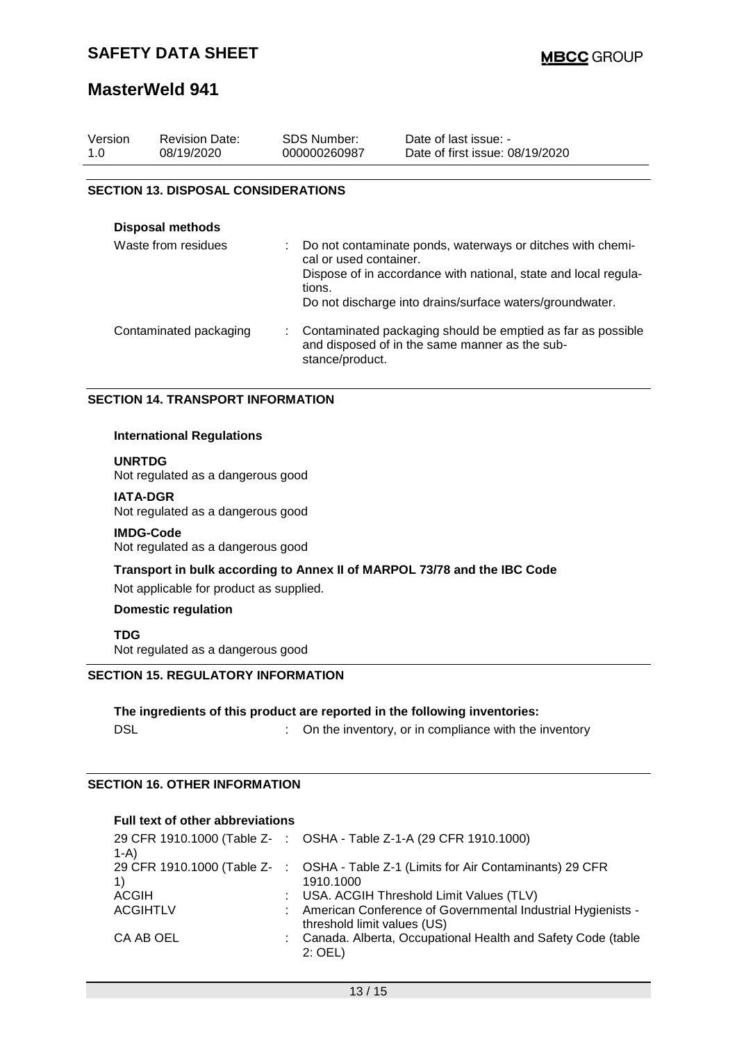| Version | Revision Date: | SDS Number: | Date of last issue: - |
|---|---|---|---|
| 1.0 | 08/19/2020 | 000000260987 | Date of first issue: 08/19/2020 |

## SECTION 13. DISPOSAL CONSIDERATIONS

**Disposal methods**

| | |
|---|---|
| Waste from residues | : Do not contaminate ponds, waterways or ditches with chemical or used container.<br>Dispose of in accordance with national, state and local regulations.<br>Do not discharge into drains/surface waters/groundwater. |
| Contaminated packaging | : Contaminated packaging should be emptied as far as possible and disposed of in the same manner as the substance/product. |

## SECTION 14. TRANSPORT INFORMATION

**International Regulations**

**UNRTDG**
Not regulated as a dangerous good

**IATA-DGR**
Not regulated as a dangerous good

**IMDG-Code**
Not regulated as a dangerous good

**Transport in bulk according to Annex II of MARPOL 73/78 and the IBC Code**

Not applicable for product as supplied.

**Domestic regulation**

**TDG**
Not regulated as a dangerous good

## SECTION 15. REGULATORY INFORMATION

**The ingredients of this product are reported in the following inventories:**

| | |
|---|---|
| DSL | : On the inventory, or in compliance with the inventory |

## SECTION 16. OTHER INFORMATION

**Full text of other abbreviations**

| | |
|---|---|
| 29 CFR 1910.1000 (Table Z-1-A) | : OSHA - Table Z-1-A (29 CFR 1910.1000) |
| 29 CFR 1910.1000 (Table Z-1) | : OSHA - Table Z-1 (Limits for Air Contaminants) 29 CFR 1910.1000 |
| ACGIH | : USA. ACGIH Threshold Limit Values (TLV) |
| ACGIHTLV | : American Conference of Governmental Industrial Hygienists - threshold limit values (US) |
| CA AB OEL | : Canada. Alberta, Occupational Health and Safety Code (table 2: OEL) |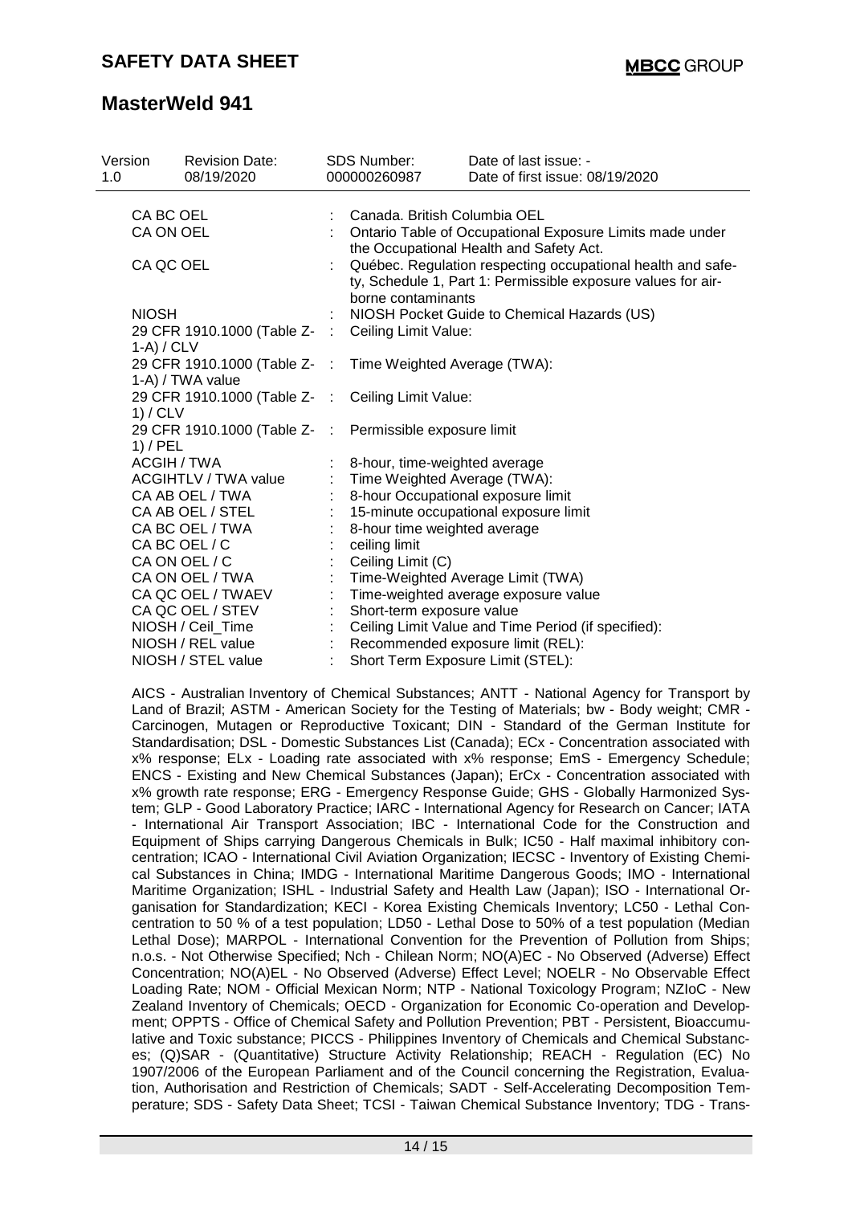| Version | Revision Date: | SDS Number: | Date of last issue: - |
|---|---|---|---|
| 1.0 | 08/19/2020 | 000000260987 | Date of first issue: 08/19/2020 |

| | | |
|---|---|---|
| CA BC OEL | : | Canada. British Columbia OEL |
| CA ON OEL | : | Ontario Table of Occupational Exposure Limits made under the Occupational Health and Safety Act. |
| CA QC OEL | : | Québec. Regulation respecting occupational health and safety, Schedule 1, Part 1: Permissible exposure values for airborne contaminants |
| NIOSH | : | NIOSH Pocket Guide to Chemical Hazards (US) |
| 29 CFR 1910.1000 (Table Z-1-A) / CLV | : | Ceiling Limit Value: |
| 29 CFR 1910.1000 (Table Z-1-A) / TWA value | : | Time Weighted Average (TWA): |
| 29 CFR 1910.1000 (Table Z-1) / CLV | : | Ceiling Limit Value: |
| 29 CFR 1910.1000 (Table Z-1) / PEL | : | Permissible exposure limit |
| ACGIH / TWA | : | 8-hour, time-weighted average |
| ACGIHTLV / TWA value | : | Time Weighted Average (TWA): |
| CA AB OEL / TWA | : | 8-hour Occupational exposure limit |
| CA AB OEL / STEL | : | 15-minute occupational exposure limit |
| CA BC OEL / TWA | : | 8-hour time weighted average |
| CA BC OEL / C | : | ceiling limit |
| CA ON OEL / C | : | Ceiling Limit (C) |
| CA ON OEL / TWA | : | Time-Weighted Average Limit (TWA) |
| CA QC OEL / TWAEV | : | Time-weighted average exposure value |
| CA QC OEL / STEV | : | Short-term exposure value |
| NIOSH / Ceil_Time | : | Ceiling Limit Value and Time Period (if specified): |
| NIOSH / REL value | : | Recommended exposure limit (REL): |
| NIOSH / STEL value | : | Short Term Exposure Limit (STEL): |

AICS - Australian Inventory of Chemical Substances; ANTT - National Agency for Transport by Land of Brazil; ASTM - American Society for the Testing of Materials; bw - Body weight; CMR - Carcinogen, Mutagen or Reproductive Toxicant; DIN - Standard of the German Institute for Standardisation; DSL - Domestic Substances List (Canada); ECx - Concentration associated with x% response; ELx - Loading rate associated with x% response; EmS - Emergency Schedule; ENCS - Existing and New Chemical Substances (Japan); ErCx - Concentration associated with x% growth rate response; ERG - Emergency Response Guide; GHS - Globally Harmonized System; GLP - Good Laboratory Practice; IARC - International Agency for Research on Cancer; IATA - International Air Transport Association; IBC - International Code for the Construction and Equipment of Ships carrying Dangerous Chemicals in Bulk; IC50 - Half maximal inhibitory concentration; ICAO - International Civil Aviation Organization; IECSC - Inventory of Existing Chemical Substances in China; IMDG - International Maritime Dangerous Goods; IMO - International Maritime Organization; ISHL - Industrial Safety and Health Law (Japan); ISO - International Organisation for Standardization; KECI - Korea Existing Chemicals Inventory; LC50 - Lethal Concentration to 50 % of a test population; LD50 - Lethal Dose to 50% of a test population (Median Lethal Dose); MARPOL - International Convention for the Prevention of Pollution from Ships; n.o.s. - Not Otherwise Specified; Nch - Chilean Norm; NO(A)EC - No Observed (Adverse) Effect Concentration; NO(A)EL - No Observed (Adverse) Effect Level; NOELR - No Observable Effect Loading Rate; NOM - Official Mexican Norm; NTP - National Toxicology Program; NZIoC - New Zealand Inventory of Chemicals; OECD - Organization for Economic Co-operation and Development; OPPTS - Office of Chemical Safety and Pollution Prevention; PBT - Persistent, Bioaccumulative and Toxic substance; PICCS - Philippines Inventory of Chemicals and Chemical Substances; (Q)SAR - (Quantitative) Structure Activity Relationship; REACH - Regulation (EC) No 1907/2006 of the European Parliament and of the Council concerning the Registration, Evaluation, Authorisation and Restriction of Chemicals; SADT - Self-Accelerating Decomposition Temperature; SDS - Safety Data Sheet; TCSI - Taiwan Chemical Substance Inventory; TDG - Trans-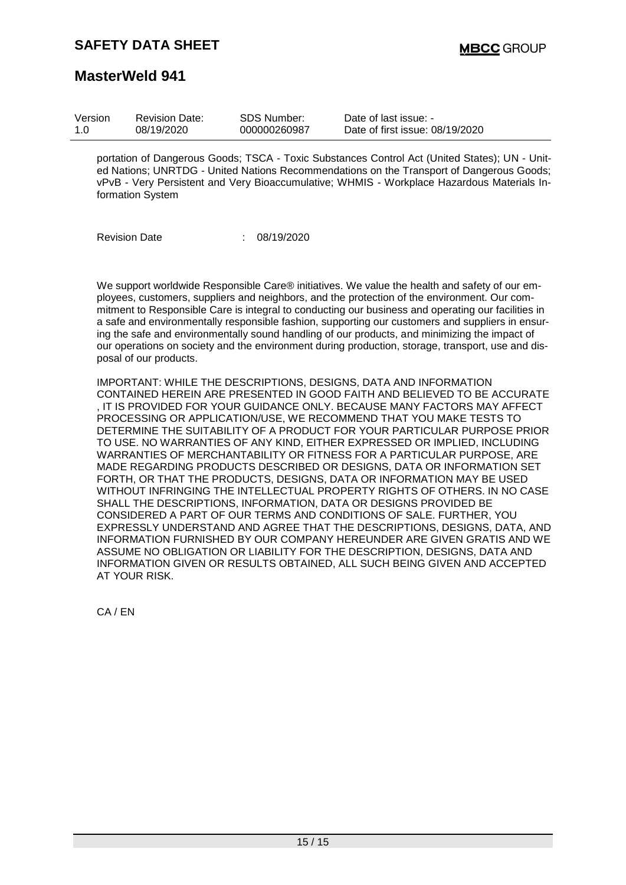portation of Dangerous Goods; TSCA - Toxic Substances Control Act (United States); UN - United Nations; UNRTDG - United Nations Recommendations on the Transport of Dangerous Goods; vPvB - Very Persistent and Very Bioaccumulative; WHMIS - Workplace Hazardous Materials Information System

Revision Date : 08/19/2020

We support worldwide Responsible Care® initiatives. We value the health and safety of our employees, customers, suppliers and neighbors, and the protection of the environment. Our commitment to Responsible Care is integral to conducting our business and operating our facilities in a safe and environmentally responsible fashion, supporting our customers and suppliers in ensuring the safe and environmentally sound handling of our products, and minimizing the impact of our operations on society and the environment during production, storage, transport, use and disposal of our products.

IMPORTANT: WHILE THE DESCRIPTIONS, DESIGNS, DATA AND INFORMATION CONTAINED HEREIN ARE PRESENTED IN GOOD FAITH AND BELIEVED TO BE ACCURATE , IT IS PROVIDED FOR YOUR GUIDANCE ONLY. BECAUSE MANY FACTORS MAY AFFECT PROCESSING OR APPLICATION/USE, WE RECOMMEND THAT YOU MAKE TESTS TO DETERMINE THE SUITABILITY OF A PRODUCT FOR YOUR PARTICULAR PURPOSE PRIOR TO USE. NO WARRANTIES OF ANY KIND, EITHER EXPRESSED OR IMPLIED, INCLUDING WARRANTIES OF MERCHANTABILITY OR FITNESS FOR A PARTICULAR PURPOSE, ARE MADE REGARDING PRODUCTS DESCRIBED OR DESIGNS, DATA OR INFORMATION SET FORTH, OR THAT THE PRODUCTS, DESIGNS, DATA OR INFORMATION MAY BE USED WITHOUT INFRINGING THE INTELLECTUAL PROPERTY RIGHTS OF OTHERS. IN NO CASE SHALL THE DESCRIPTIONS, INFORMATION, DATA OR DESIGNS PROVIDED BE CONSIDERED A PART OF OUR TERMS AND CONDITIONS OF SALE. FURTHER, YOU EXPRESSLY UNDERSTAND AND AGREE THAT THE DESCRIPTIONS, DESIGNS, DATA, AND INFORMATION FURNISHED BY OUR COMPANY HEREUNDER ARE GIVEN GRATIS AND WE ASSUME NO OBLIGATION OR LIABILITY FOR THE DESCRIPTION, DESIGNS, DATA AND INFORMATION GIVEN OR RESULTS OBTAINED, ALL SUCH BEING GIVEN AND ACCEPTED AT YOUR RISK.

CA / EN